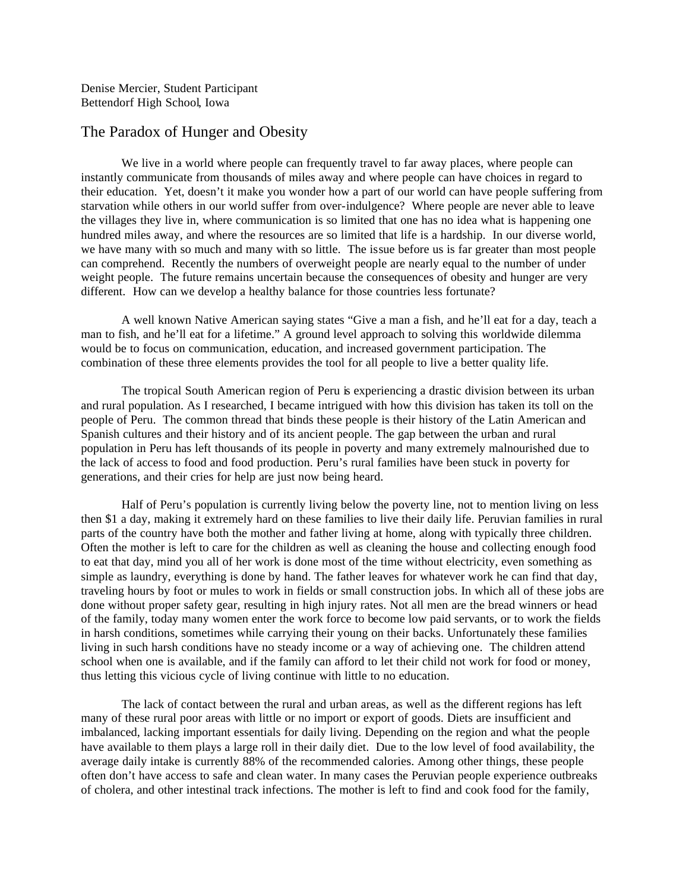Denise Mercier, Student Participant
Bettendorf High School, Iowa

# The Paradox of Hunger and Obesity

We live in a world where people can frequently travel to far away places, where people can instantly communicate from thousands of miles away and where people can have choices in regard to their education. Yet, doesn't it make you wonder how a part of our world can have people suffering from starvation while others in our world suffer from over-indulgence? Where people are never able to leave the villages they live in, where communication is so limited that one has no idea what is happening one hundred miles away, and where the resources are so limited that life is a hardship. In our diverse world, we have many with so much and many with so little. The issue before us is far greater than most people can comprehend. Recently the numbers of overweight people are nearly equal to the number of under weight people. The future remains uncertain because the consequences of obesity and hunger are very different. How can we develop a healthy balance for those countries less fortunate?

A well known Native American saying states "Give a man a fish, and he'll eat for a day, teach a man to fish, and he'll eat for a lifetime." A ground level approach to solving this worldwide dilemma would be to focus on communication, education, and increased government participation. The combination of these three elements provides the tool for all people to live a better quality life.

The tropical South American region of Peru is experiencing a drastic division between its urban and rural population. As I researched, I became intrigued with how this division has taken its toll on the people of Peru. The common thread that binds these people is their history of the Latin American and Spanish cultures and their history and of its ancient people. The gap between the urban and rural population in Peru has left thousands of its people in poverty and many extremely malnourished due to the lack of access to food and food production. Peru's rural families have been stuck in poverty for generations, and their cries for help are just now being heard.

Half of Peru's population is currently living below the poverty line, not to mention living on less then $1 a day, making it extremely hard on these families to live their daily life. Peruvian families in rural parts of the country have both the mother and father living at home, along with typically three children. Often the mother is left to care for the children as well as cleaning the house and collecting enough food to eat that day, mind you all of her work is done most of the time without electricity, even something as simple as laundry, everything is done by hand. The father leaves for whatever work he can find that day, traveling hours by foot or mules to work in fields or small construction jobs. In which all of these jobs are done without proper safety gear, resulting in high injury rates. Not all men are the bread winners or head of the family, today many women enter the work force to become low paid servants, or to work the fields in harsh conditions, sometimes while carrying their young on their backs. Unfortunately these families living in such harsh conditions have no steady income or a way of achieving one. The children attend school when one is available, and if the family can afford to let their child not work for food or money, thus letting this vicious cycle of living continue with little to no education.

The lack of contact between the rural and urban areas, as well as the different regions has left many of these rural poor areas with little or no import or export of goods. Diets are insufficient and imbalanced, lacking important essentials for daily living. Depending on the region and what the people have available to them plays a large roll in their daily diet. Due to the low level of food availability, the average daily intake is currently 88% of the recommended calories. Among other things, these people often don't have access to safe and clean water. In many cases the Peruvian people experience outbreaks of cholera, and other intestinal track infections. The mother is left to find and cook food for the family,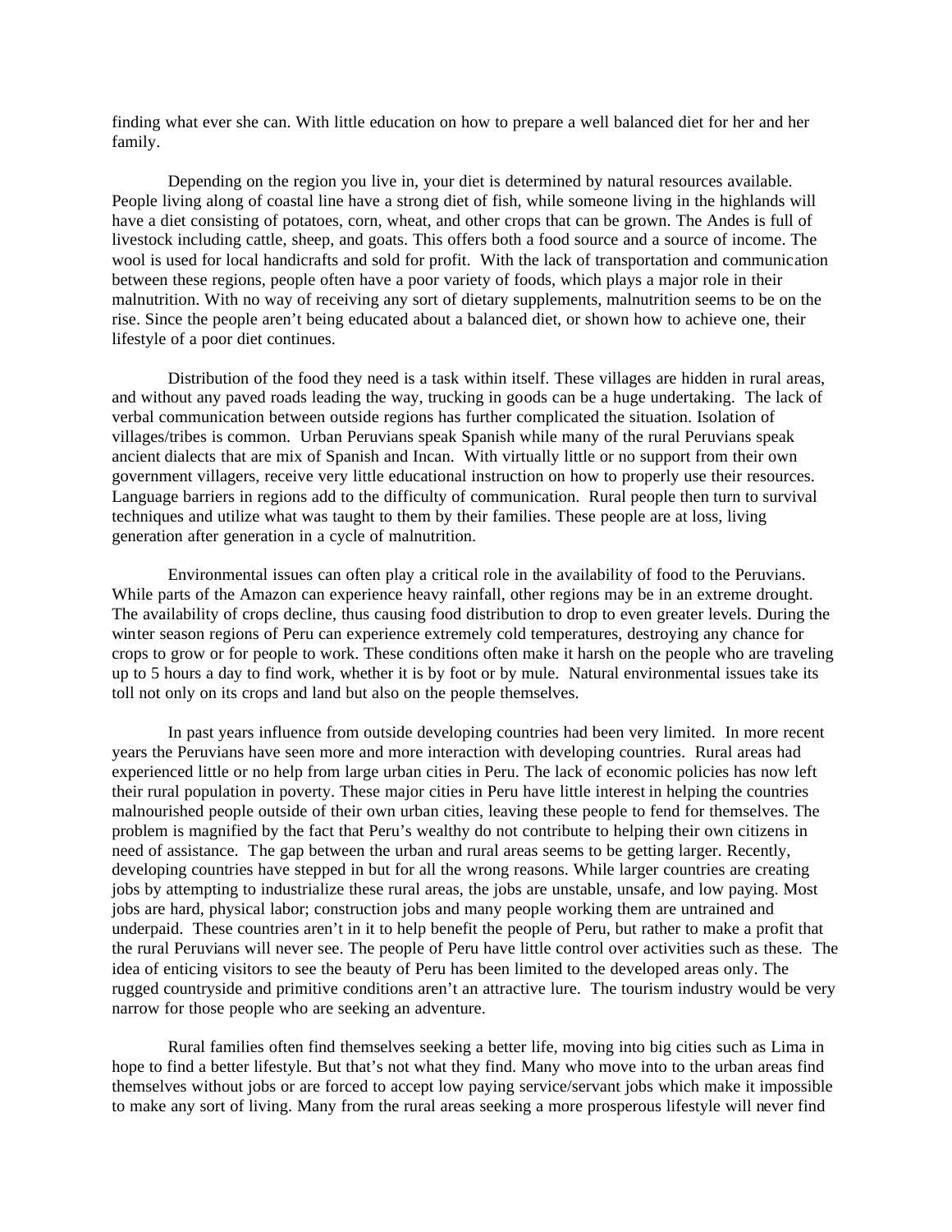finding what ever she can. With little education on how to prepare a well balanced diet for her and her family.

Depending on the region you live in, your diet is determined by natural resources available. People living along of coastal line have a strong diet of fish, while someone living in the highlands will have a diet consisting of potatoes, corn, wheat, and other crops that can be grown. The Andes is full of livestock including cattle, sheep, and goats. This offers both a food source and a source of income. The wool is used for local handicrafts and sold for profit. With the lack of transportation and communication between these regions, people often have a poor variety of foods, which plays a major role in their malnutrition. With no way of receiving any sort of dietary supplements, malnutrition seems to be on the rise. Since the people aren't being educated about a balanced diet, or shown how to achieve one, their lifestyle of a poor diet continues.

Distribution of the food they need is a task within itself. These villages are hidden in rural areas, and without any paved roads leading the way, trucking in goods can be a huge undertaking. The lack of verbal communication between outside regions has further complicated the situation. Isolation of villages/tribes is common. Urban Peruvians speak Spanish while many of the rural Peruvians speak ancient dialects that are mix of Spanish and Incan. With virtually little or no support from their own government villagers, receive very little educational instruction on how to properly use their resources. Language barriers in regions add to the difficulty of communication. Rural people then turn to survival techniques and utilize what was taught to them by their families. These people are at loss, living generation after generation in a cycle of malnutrition.

Environmental issues can often play a critical role in the availability of food to the Peruvians. While parts of the Amazon can experience heavy rainfall, other regions may be in an extreme drought. The availability of crops decline, thus causing food distribution to drop to even greater levels. During the winter season regions of Peru can experience extremely cold temperatures, destroying any chance for crops to grow or for people to work. These conditions often make it harsh on the people who are traveling up to 5 hours a day to find work, whether it is by foot or by mule. Natural environmental issues take its toll not only on its crops and land but also on the people themselves.

In past years influence from outside developing countries had been very limited. In more recent years the Peruvians have seen more and more interaction with developing countries. Rural areas had experienced little or no help from large urban cities in Peru. The lack of economic policies has now left their rural population in poverty. These major cities in Peru have little interest in helping the countries malnourished people outside of their own urban cities, leaving these people to fend for themselves. The problem is magnified by the fact that Peru's wealthy do not contribute to helping their own citizens in need of assistance. The gap between the urban and rural areas seems to be getting larger. Recently, developing countries have stepped in but for all the wrong reasons. While larger countries are creating jobs by attempting to industrialize these rural areas, the jobs are unstable, unsafe, and low paying. Most jobs are hard, physical labor; construction jobs and many people working them are untrained and underpaid. These countries aren't in it to help benefit the people of Peru, but rather to make a profit that the rural Peruvians will never see. The people of Peru have little control over activities such as these. The idea of enticing visitors to see the beauty of Peru has been limited to the developed areas only. The rugged countryside and primitive conditions aren't an attractive lure. The tourism industry would be very narrow for those people who are seeking an adventure.

Rural families often find themselves seeking a better life, moving into big cities such as Lima in hope to find a better lifestyle. But that's not what they find. Many who move into to the urban areas find themselves without jobs or are forced to accept low paying service/servant jobs which make it impossible to make any sort of living. Many from the rural areas seeking a more prosperous lifestyle will never find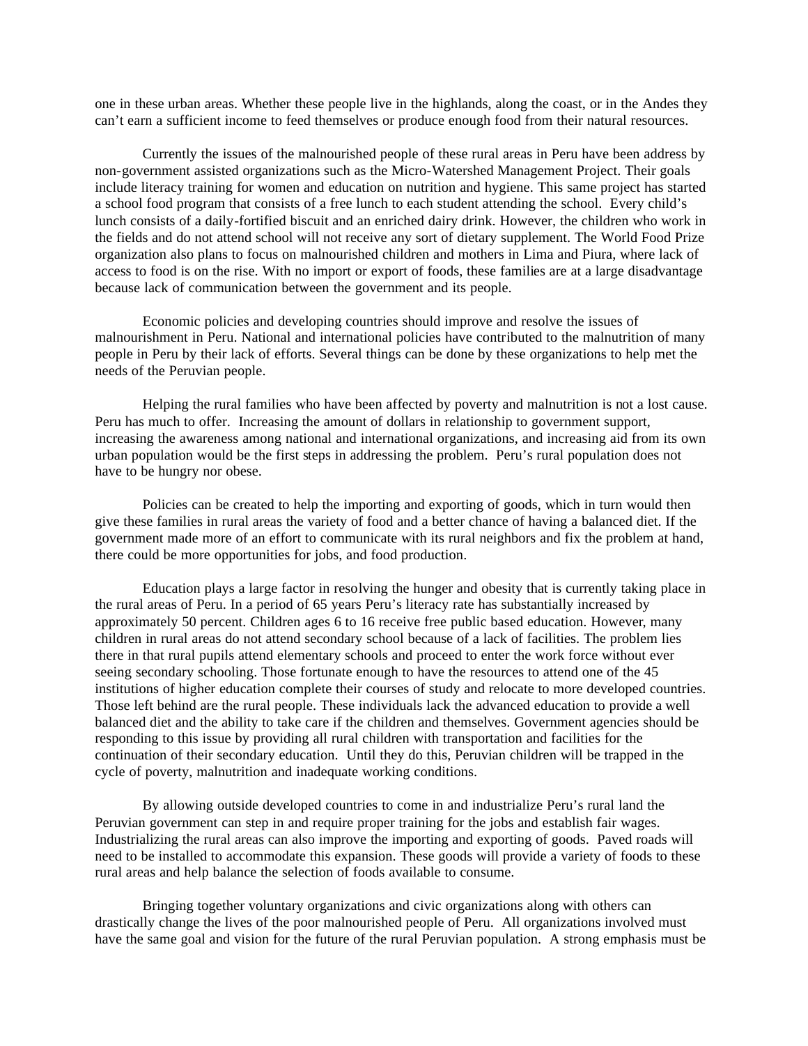one in these urban areas. Whether these people live in the highlands, along the coast, or in the Andes they can't earn a sufficient income to feed themselves or produce enough food from their natural resources.

Currently the issues of the malnourished people of these rural areas in Peru have been address by non-government assisted organizations such as the Micro-Watershed Management Project. Their goals include literacy training for women and education on nutrition and hygiene. This same project has started a school food program that consists of a free lunch to each student attending the school. Every child's lunch consists of a daily-fortified biscuit and an enriched dairy drink. However, the children who work in the fields and do not attend school will not receive any sort of dietary supplement. The World Food Prize organization also plans to focus on malnourished children and mothers in Lima and Piura, where lack of access to food is on the rise. With no import or export of foods, these families are at a large disadvantage because lack of communication between the government and its people.

Economic policies and developing countries should improve and resolve the issues of malnourishment in Peru. National and international policies have contributed to the malnutrition of many people in Peru by their lack of efforts. Several things can be done by these organizations to help met the needs of the Peruvian people.

Helping the rural families who have been affected by poverty and malnutrition is not a lost cause. Peru has much to offer. Increasing the amount of dollars in relationship to government support, increasing the awareness among national and international organizations, and increasing aid from its own urban population would be the first steps in addressing the problem. Peru's rural population does not have to be hungry nor obese.

Policies can be created to help the importing and exporting of goods, which in turn would then give these families in rural areas the variety of food and a better chance of having a balanced diet. If the government made more of an effort to communicate with its rural neighbors and fix the problem at hand, there could be more opportunities for jobs, and food production.

Education plays a large factor in resolving the hunger and obesity that is currently taking place in the rural areas of Peru. In a period of 65 years Peru's literacy rate has substantially increased by approximately 50 percent. Children ages 6 to 16 receive free public based education. However, many children in rural areas do not attend secondary school because of a lack of facilities. The problem lies there in that rural pupils attend elementary schools and proceed to enter the work force without ever seeing secondary schooling. Those fortunate enough to have the resources to attend one of the 45 institutions of higher education complete their courses of study and relocate to more developed countries. Those left behind are the rural people. These individuals lack the advanced education to provide a well balanced diet and the ability to take care if the children and themselves. Government agencies should be responding to this issue by providing all rural children with transportation and facilities for the continuation of their secondary education. Until they do this, Peruvian children will be trapped in the cycle of poverty, malnutrition and inadequate working conditions.

By allowing outside developed countries to come in and industrialize Peru's rural land the Peruvian government can step in and require proper training for the jobs and establish fair wages. Industrializing the rural areas can also improve the importing and exporting of goods. Paved roads will need to be installed to accommodate this expansion. These goods will provide a variety of foods to these rural areas and help balance the selection of foods available to consume.

Bringing together voluntary organizations and civic organizations along with others can drastically change the lives of the poor malnourished people of Peru. All organizations involved must have the same goal and vision for the future of the rural Peruvian population. A strong emphasis must be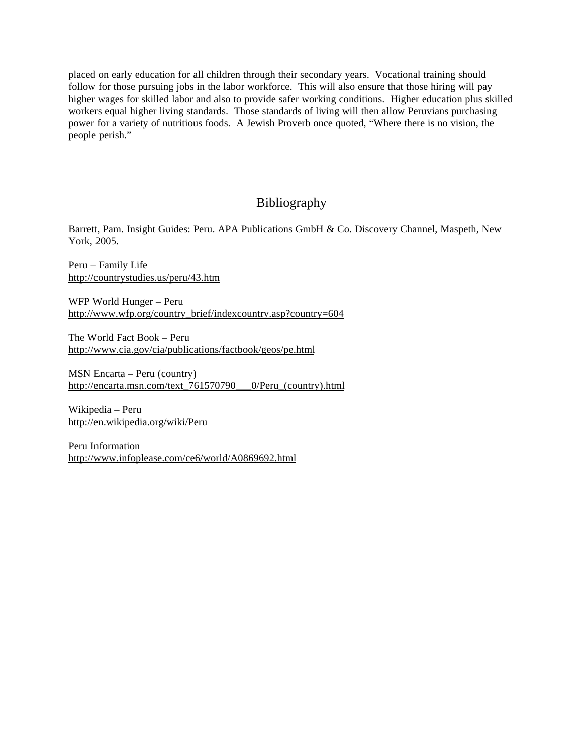placed on early education for all children through their secondary years. Vocational training should follow for those pursuing jobs in the labor workforce. This will also ensure that those hiring will pay higher wages for skilled labor and also to provide safer working conditions. Higher education plus skilled workers equal higher living standards. Those standards of living will then allow Peruvians purchasing power for a variety of nutritious foods. A Jewish Proverb once quoted, "Where there is no vision, the people perish."

## Bibliography

Barrett, Pam. Insight Guides: Peru. APA Publications GmbH & Co. Discovery Channel, Maspeth, New York, 2005.

Peru – Family Life
http://countrystudies.us/peru/43.htm

WFP World Hunger – Peru
http://www.wfp.org/country_brief/indexcountry.asp?country=604

The World Fact Book – Peru
http://www.cia.gov/cia/publications/factbook/geos/pe.html

MSN Encarta – Peru (country)
http://encarta.msn.com/text_761570790___0/Peru_(country).html

Wikipedia – Peru
http://en.wikipedia.org/wiki/Peru

Peru Information
http://www.infoplease.com/ce6/world/A0869692.html